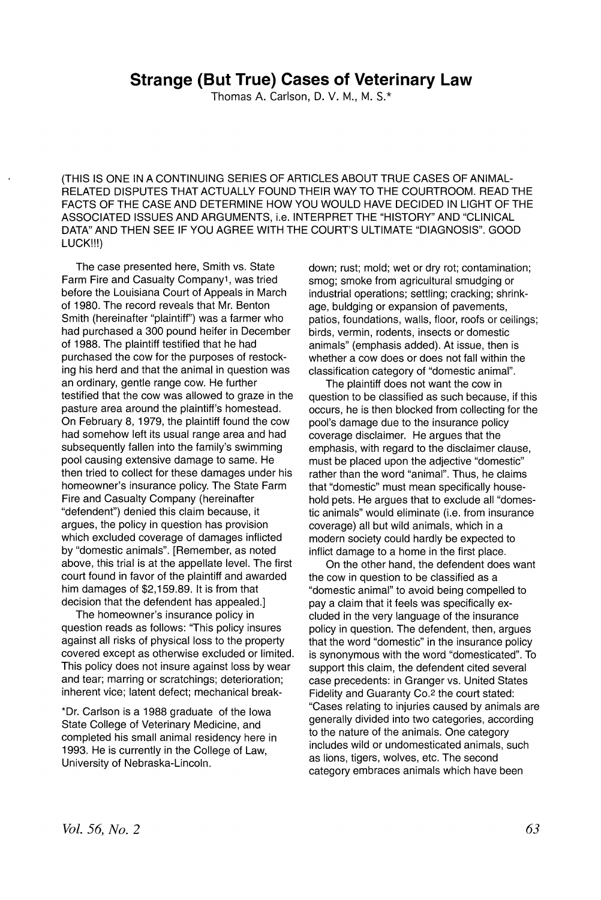# Strange (But True) Cases of Veterinary Law

Thomas A. Carlson, D. V. M., M. S.*

(THIS IS ONE IN A CONTINUING SERIES OF ARTICLES ABOUT TRUE CASES OF ANIMAL-RELATED DISPUTES THAT ACTUALLY FOUND THEIR WAY TO THE COURTROOM. READ THE FACTS OF THE CASE AND DETERMINE HOW YOU WOULD HAVE DECIDED IN LIGHT OF THE ASSOCIATED ISSUES AND ARGUMENTS, i.e. INTERPRET THE "HISTORY" AND "CLINICAL DATA" AND THEN SEE IF YOU AGREE WITH THE COURT'S ULTIMATE "DIAGNOSIS". GOOD LUCK!!!)

The case presented here, Smith vs. State Farm Fire and Casualty Company[1], was tried before the Louisiana Court of Appeals in March of 1980. The record reveals that Mr. Benton Smith (hereinafter "plaintiff") was a farmer who had purchased a 300 pound heifer in December of 1988. The plaintiff testified that he had purchased the cow for the purposes of restocking his herd and that the animal in question was an ordinary, gentle range cow. He further testified that the cow was allowed to graze in the pasture area around the plaintiff's homestead. On February 8, 1979, the plaintiff found the cow had somehow left its usual range area and had subsequently fallen into the family's swimming pool causing extensive damage to same. He then tried to collect for these damages under his homeowner's insurance policy. The State Farm Fire and Casualty Company (hereinafter "defendent") denied this claim because, it argues, the policy in question has provision which excluded coverage of damages inflicted by "domestic animals". [Remember, as noted above, this trial is at the appellate level. The first court found in favor of the plaintiff and awarded him damages of $2,159.89. It is from that decision that the defendent has appealed.]

The homeowner's insurance policy in question reads as follows: "This policy insures against all risks of physical loss to the property covered except as otherwise excluded or limited. This policy does not insure against loss by wear and tear; marring or scratchings; deterioration; inherent vice; latent defect; mechanical breakdown; rust; mold; wet or dry rot; contamination; smog; smoke from agricultural smudging or industrial operations; settling; cracking; shrinkage, buldging or expansion of pavements, patios, foundations, walls, floor, roofs or ceilings; birds, vermin, rodents, insects or domestic animals" (emphasis added). At issue, then is whether a cow does or does not fall within the classification category of "domestic animal".

The plaintiff does not want the cow in question to be classified as such because, if this occurs, he is then blocked from collecting for the pool's damage due to the insurance policy coverage disclaimer. He argues that the emphasis, with regard to the disclaimer clause, must be placed upon the adjective "domestic" rather than the word "animal". Thus, he claims that "domestic" must mean specifically household pets. He argues that to exclude all "domestic animals" would eliminate (i.e. from insurance coverage) all but wild animals, which in a modern society could hardly be expected to inflict damage to a home in the first place.

On the other hand, the defendent does want the cow in question to be classified as a "domestic animal" to avoid being compelled to pay a claim that it feels was specifically excluded in the very language of the insurance policy in question. The defendent, then, argues that the word "domestic" in the insurance policy is synonymous with the word "domesticated". To support this claim, the defendent cited several case precedents: in Granger vs. United States Fidelity and Guaranty Co.[2] the court stated: "Cases relating to injuries caused by animals are generally divided into two categories, according to the nature of the animals. One category includes wild or undomesticated animals, such as lions, tigers, wolves, etc. The second category embraces animals which have been

*Dr. Carlson is a 1988 graduate of the Iowa State College of Veterinary Medicine, and completed his small animal residency here in 1993. He is currently in the College of Law, University of Nebraska-Lincoln.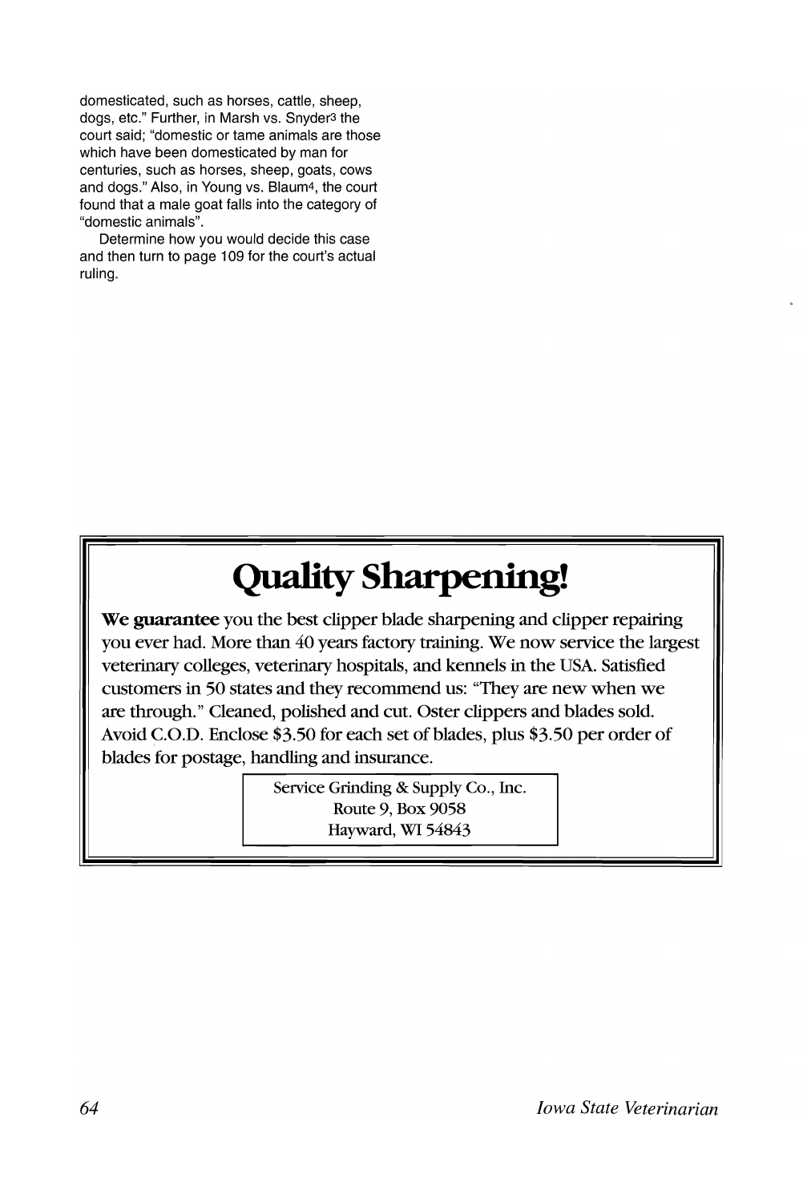domesticated, such as horses, cattle, sheep, dogs, etc." Further, in Marsh vs. Snyder[3] the court said; "domestic or tame animals are those which have been domesticated by man for centuries, such as horses, sheep, goats, cows and dogs." Also, in Young vs. Blaum[4], the court found that a male goat falls into the category of "domestic animals".

Determine how you would decide this case and then turn to page 109 for the court's actual ruling.

# Quality Sharpening!

**We guarantee** you the best clipper blade sharpening and clipper repairing you ever had. More than 40 years factory training. We now service the largest veterinary colleges, veterinary hospitals, and kennels in the USA. Satisfied customers in 50 states and they recommend us: "They are new when we are through." Cleaned, polished and cut. Oster clippers and blades sold. Avoid C.O.D. Enclose \$3.50 for each set of blades, plus \$3.50 per order of blades for postage, handling and insurance.

Service Grinding & Supply Co., Inc.
Route 9, Box 9058
Hayward, WI 54843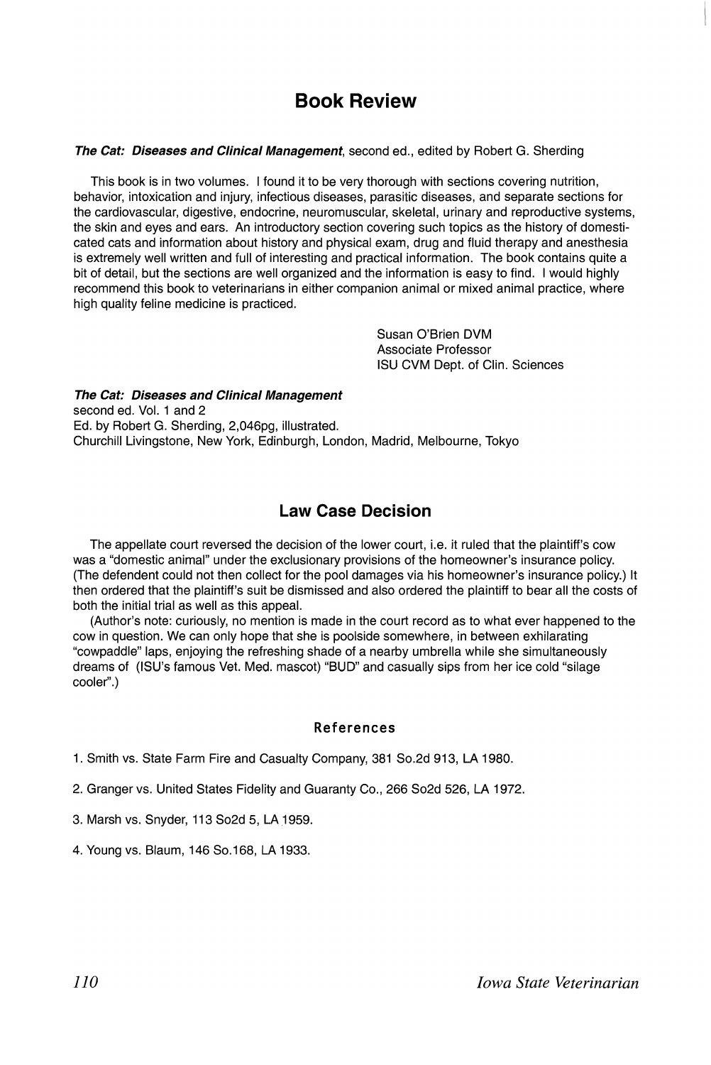## Book Review

***The Cat: Diseases and Clinical Management***, second ed., edited by Robert G. Sherding

This book is in two volumes. I found it to be very thorough with sections covering nutrition, behavior, intoxication and injury, infectious diseases, parasitic diseases, and separate sections for the cardiovascular, digestive, endocrine, neuromuscular, skeletal, urinary and reproductive systems, the skin and eyes and ears. An introductory section covering such topics as the history of domesticated cats and information about history and physical exam, drug and fluid therapy and anesthesia is extremely well written and full of interesting and practical information. The book contains quite a bit of detail, but the sections are well organized and the information is easy to find. I would highly recommend this book to veterinarians in either companion animal or mixed animal practice, where high quality feline medicine is practiced.

Susan O'Brien DVM
Associate Professor
ISU CVM Dept. of Clin. Sciences

***The Cat: Diseases and Clinical Management***
second ed. Vol. 1 and 2
Ed. by Robert G. Sherding, 2,046pg, illustrated.
Churchill Livingstone, New York, Edinburgh, London, Madrid, Melbourne, Tokyo

## Law Case Decision

The appellate court reversed the decision of the lower court, i.e. it ruled that the plaintiff's cow was a "domestic animal" under the exclusionary provisions of the homeowner's insurance policy. (The defendent could not then collect for the pool damages via his homeowner's insurance policy.) It then ordered that the plaintiff's suit be dismissed and also ordered the plaintiff to bear all the costs of both the initial trial as well as this appeal.

(Author's note: curiously, no mention is made in the court record as to what ever happened to the cow in question. We can only hope that she is poolside somewhere, in between exhilarating "cowpaddle" laps, enjoying the refreshing shade of a nearby umbrella while she simultaneously dreams of (ISU's famous Vet. Med. mascot) "BUD" and casually sips from her ice cold "silage cooler".)

### References

1. Smith vs. State Farm Fire and Casualty Company, 381 So.2d 913, LA 1980.

2. Granger vs. United States Fidelity and Guaranty Co., 266 So2d 526, LA 1972.

3. Marsh vs. Snyder, 113 So2d 5, LA 1959.

4. Young vs. Blaum, 146 So.168, LA 1933.